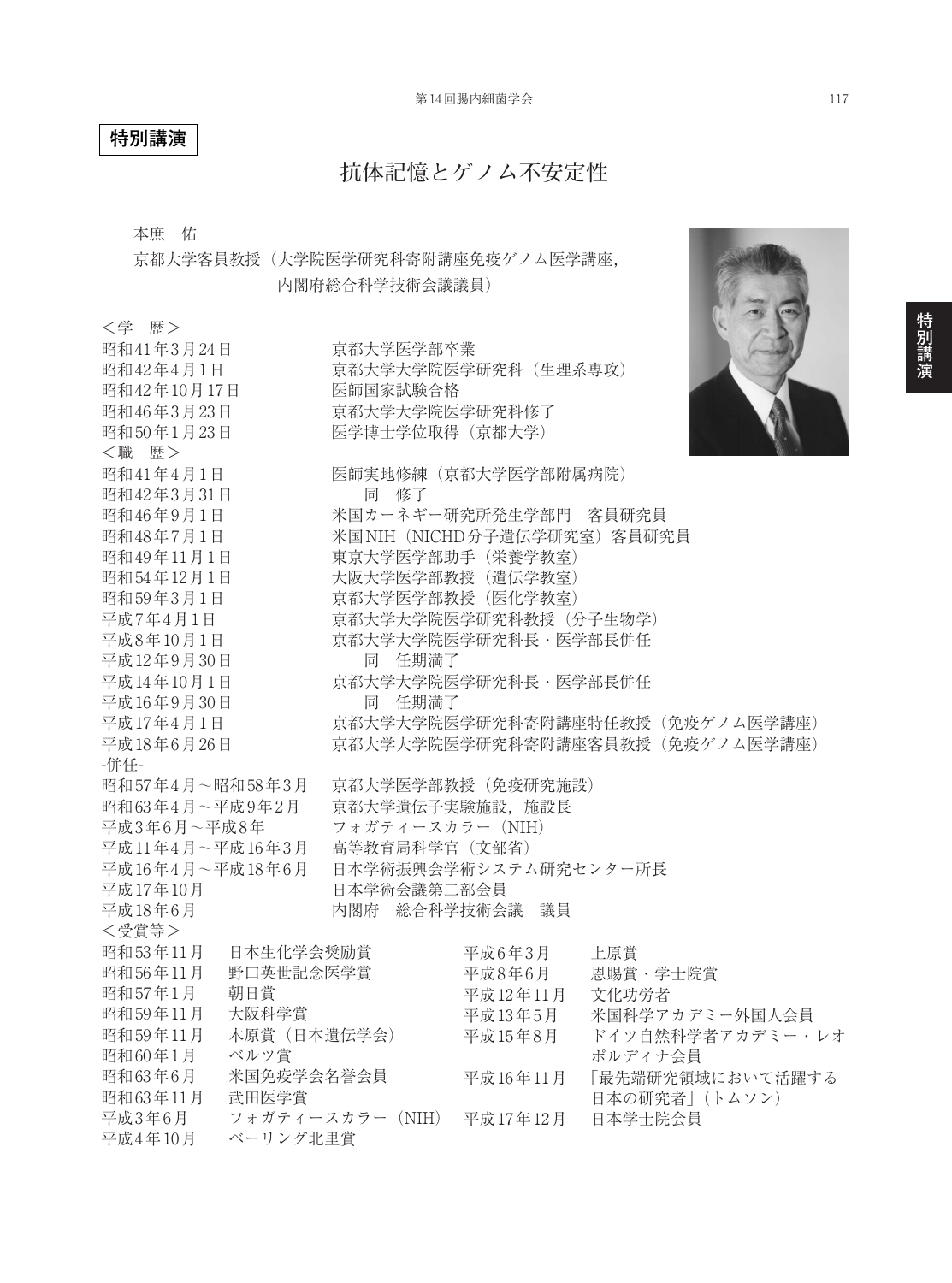**特別講演**

# 抗体記憶とゲノム不安定性

本庶　佑

京都大学客員教授（大学院医学研究科寄附講座免疫ゲノム医学講座，
内閣府総合科学技術会議議員）

＜学　歴＞

| | |
|---|---|
| 昭和41年3月24日 | 京都大学医学部卒業 |
| 昭和42年4月1日 | 京都大学大学院医学研究科（生理系専攻） |
| 昭和42年10月17日 | 医師国家試験合格 |
| 昭和46年3月23日 | 京都大学大学院医学研究科修了 |
| 昭和50年1月23日 | 医学博士学位取得（京都大学） |

＜職　歴＞

| | |
|---|---|
| 昭和41年4月1日 | 医師実地修練（京都大学医学部附属病院） |
| 昭和42年3月31日 | 同　修了 |
| 昭和46年9月1日 | 米国カーネギー研究所発生学部門　客員研究員 |
| 昭和48年7月1日 | 米国NIH（NICHD分子遺伝学研究室）客員研究員 |
| 昭和49年11月1日 | 東京大学医学部助手（栄養学教室） |
| 昭和54年12月1日 | 大阪大学医学部教授（遺伝学教室） |
| 昭和59年3月1日 | 京都大学医学部教授（医化学教室） |
| 平成7年4月1日 | 京都大学大学院医学研究科教授（分子生物学） |
| 平成8年10月1日 | 京都大学大学院医学研究科長・医学部長併任 |
| 平成12年9月30日 | 同　任期満了 |
| 平成14年10月1日 | 京都大学大学院医学研究科長・医学部長併任 |
| 平成16年9月30日 | 同　任期満了 |
| 平成17年4月1日 | 京都大学大学院医学研究科寄附講座特任教授（免疫ゲノム医学講座） |
| 平成18年6月26日 | 京都大学大学院医学研究科寄附講座客員教授（免疫ゲノム医学講座） |

-併任-

| | |
|---|---|
| 昭和57年4月～昭和58年3月 | 京都大学医学部教授（免疫研究施設） |
| 昭和63年4月～平成9年2月 | 京都大学遺伝子実験施設，施設長 |
| 平成3年6月～平成8年 | フォガティースカラー（NIH） |
| 平成11年4月～平成16年3月 | 高等教育局科学官（文部省） |
| 平成16年4月～平成18年6月 | 日本学術振興会学術システム研究センター所長 |
| 平成17年10月 | 日本学術会議第二部会員 |
| 平成18年6月 | 内閣府　総合科学技術会議　議員 |

＜受賞等＞

| | |
|---|---|
| 昭和53年11月 | 日本生化学会奨励賞 |
| 昭和56年11月 | 野口英世記念医学賞 |
| 昭和57年1月 | 朝日賞 |
| 昭和59年11月 | 大阪科学賞 |
| 昭和59年11月 | 木原賞（日本遺伝学会） |
| 昭和60年1月 | ベルツ賞 |
| 昭和63年6月 | 米国免疫学会名誉会員 |
| 昭和63年11月 | 武田医学賞 |
| 平成3年6月 | フォガティースカラー（NIH） |
| 平成4年10月 | ベーリング北里賞 |
| 平成6年3月 | 上原賞 |
| 平成8年6月 | 恩賜賞・学士院賞 |
| 平成12年11月 | 文化功労者 |
| 平成13年5月 | 米国科学アカデミー外国人会員 |
| 平成15年8月 | ドイツ自然科学者アカデミー・レオポルディナ会員 |
| 平成16年11月 | 「最先端研究領域において活躍する日本の研究者」（トムソン） |
| 平成17年12月 | 日本学士院会員 |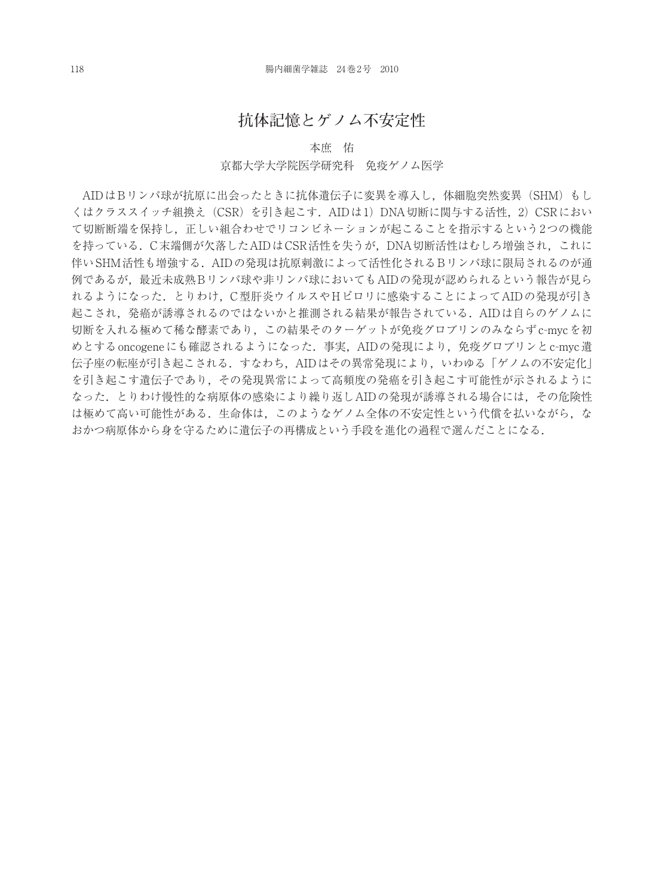# 抗体記憶とゲノム不安定性

本庶　佑

京都大学大学院医学研究科　免疫ゲノム医学

AIDはBリンパ球が抗原に出会ったときに抗体遺伝子に変異を導入し，体細胞突然変異（SHM）もしくはクラススイッチ組換え（CSR）を引き起こす．AIDは1）DNA切断に関与する活性，2）CSRにおいて切断断端を保持し，正しい組合わせでリコンビネーションが起こることを指示するという2つの機能を持っている．C末端側が欠落したAIDはCSR活性を失うが，DNA切断活性はむしろ増強され，これに伴いSHM活性も増強する．AIDの発現は抗原刺激によって活性化されるBリンパ球に限局されるのが通例であるが，最近未成熟Bリンパ球や非リンパ球においてもAIDの発現が認められるという報告が見られるようになった．とりわけ，C型肝炎ウイルスやHピロリに感染することによってAIDの発現が引き起こされ，発癌が誘導されるのではないかと推測される結果が報告されている．AIDは自らのゲノムに切断を入れる極めて稀な酵素であり，この結果そのターゲットが免疫グロブリンのみならずc-mycを初めとするoncogeneにも確認されるようになった．事実，AIDの発現により，免疫グロブリンとc-myc遺伝子座の転座が引き起こされる．すなわち，AIDはその異常発現により，いわゆる「ゲノムの不安定化」を引き起こす遺伝子であり，その発現異常によって高頻度の発癌を引き起こす可能性が示されるようになった．とりわけ慢性的な病原体の感染により繰り返しAIDの発現が誘導される場合には，その危険性は極めて高い可能性がある．生命体は，このようなゲノム全体の不安定性という代償を払いながら，なおかつ病原体から身を守るために遺伝子の再構成という手段を進化の過程で選んだことになる．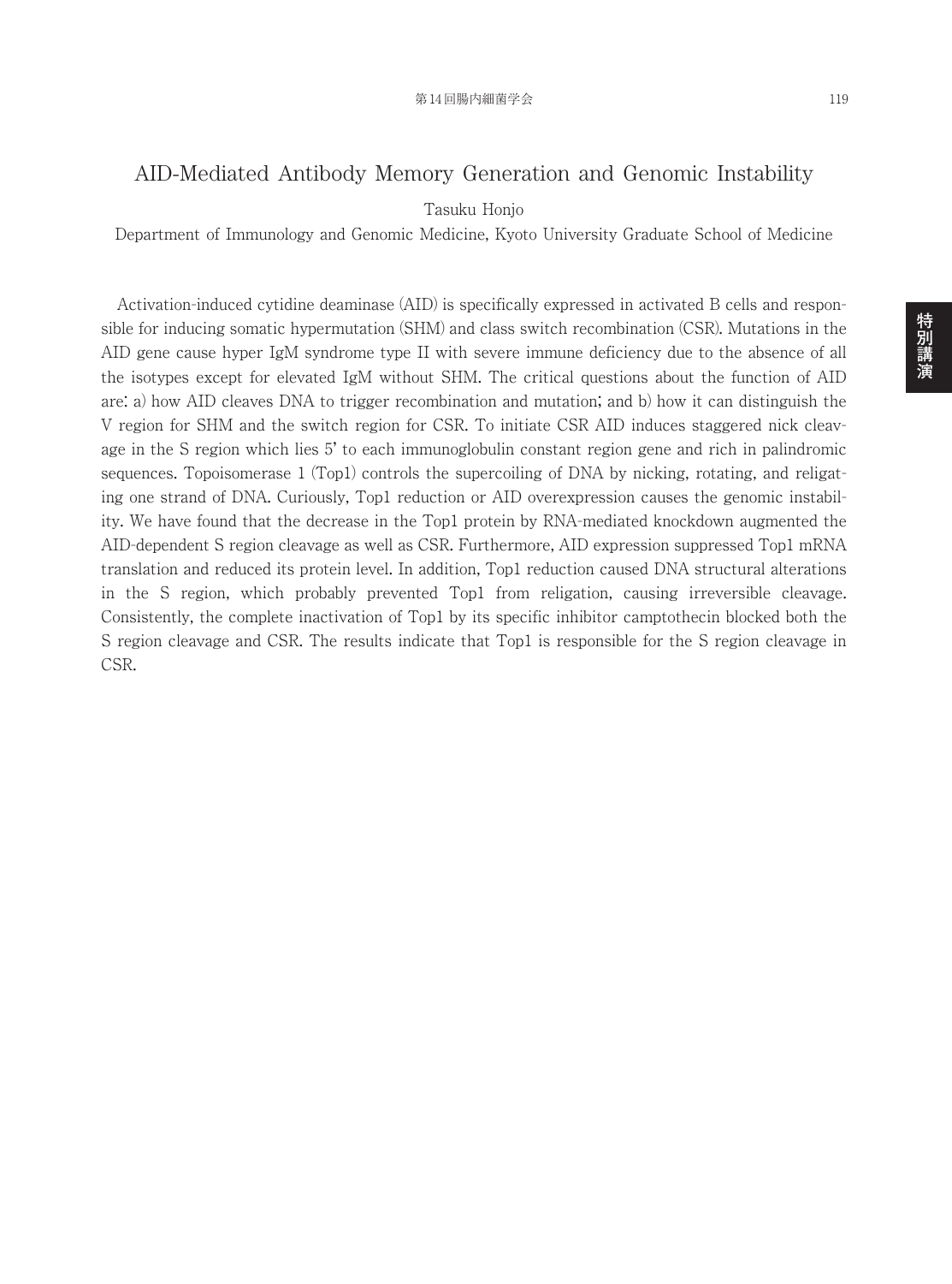# AID-Mediated Antibody Memory Generation and Genomic Instability

Tasuku Honjo

Department of Immunology and Genomic Medicine, Kyoto University Graduate School of Medicine

Activation-induced cytidine deaminase (AID) is specifically expressed in activated B cells and responsible for inducing somatic hypermutation (SHM) and class switch recombination (CSR). Mutations in the AID gene cause hyper IgM syndrome type II with severe immune deficiency due to the absence of all the isotypes except for elevated IgM without SHM. The critical questions about the function of AID are: a) how AID cleaves DNA to trigger recombination and mutation; and b) how it can distinguish the V region for SHM and the switch region for CSR. To initiate CSR AID induces staggered nick cleavage in the S region which lies 5' to each immunoglobulin constant region gene and rich in palindromic sequences. Topoisomerase 1 (Top1) controls the supercoiling of DNA by nicking, rotating, and religating one strand of DNA. Curiously, Top1 reduction or AID overexpression causes the genomic instability. We have found that the decrease in the Top1 protein by RNA-mediated knockdown augmented the AID-dependent S region cleavage as well as CSR. Furthermore, AID expression suppressed Top1 mRNA translation and reduced its protein level. In addition, Top1 reduction caused DNA structural alterations in the S region, which probably prevented Top1 from religation, causing irreversible cleavage. Consistently, the complete inactivation of Top1 by its specific inhibitor camptothecin blocked both the S region cleavage and CSR. The results indicate that Top1 is responsible for the S region cleavage in CSR.